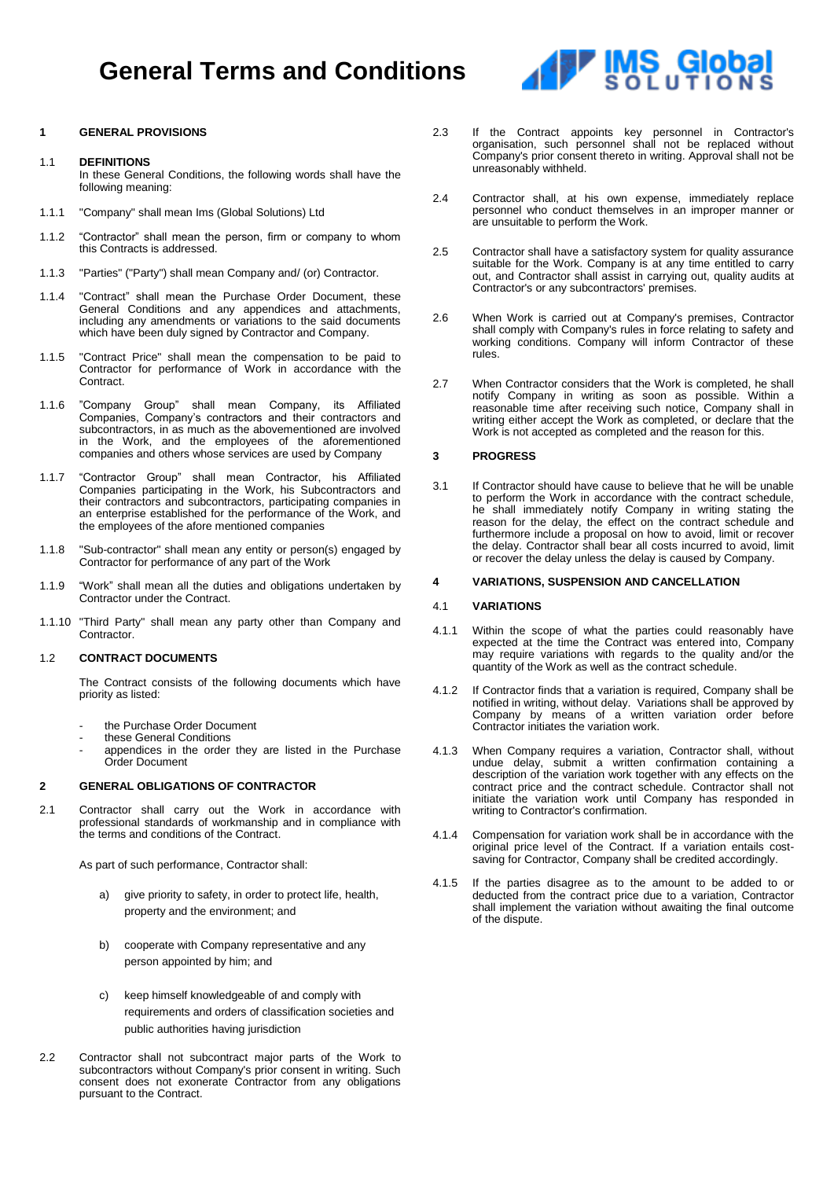# General Terms and Conditions

## 1 GENERAL PROVISIONS

### 1.1 DEFINITIONS

In these General Conditions, the following words shall have the following meaning:

1.1.1 "Company" shall mean Ims (Global Solutions) Ltd

1.1.2 "Contractor" shall mean the person, firm or company to whom this Contracts is addressed.

1.1.3 "Parties" ("Party") shall mean Company and/ (or) Contractor.

1.1.4 "Contract" shall mean the Purchase Order Document, these General Conditions and any appendices and attachments, including any amendments or variations to the said documents which have been duly signed by Contractor and Company.

1.1.5 "Contract Price" shall mean the compensation to be paid to Contractor for performance of Work in accordance with the Contract.

1.1.6 "Company Group" shall mean Company, its Affiliated Companies, Company's contractors and their contractors and subcontractors, in as much as the abovementioned are involved in the Work, and the employees of the aforementioned companies and others whose services are used by Company

1.1.7 "Contractor Group" shall mean Contractor, his Affiliated Companies participating in the Work, his Subcontractors and their contractors and subcontractors, participating companies in an enterprise established for the performance of the Work, and the employees of the afore mentioned companies

1.1.8 "Sub-contractor" shall mean any entity or person(s) engaged by Contractor for performance of any part of the Work

1.1.9 "Work" shall mean all the duties and obligations undertaken by Contractor under the Contract.

1.1.10 "Third Party" shall mean any party other than Company and Contractor.

### 1.2 CONTRACT DOCUMENTS

The Contract consists of the following documents which have priority as listed:

- the Purchase Order Document
- these General Conditions
- appendices in the order they are listed in the Purchase Order Document

## 2 GENERAL OBLIGATIONS OF CONTRACTOR

2.1 Contractor shall carry out the Work in accordance with professional standards of workmanship and in compliance with the terms and conditions of the Contract.

As part of such performance, Contractor shall:

a) give priority to safety, in order to protect life, health, property and the environment; and

b) cooperate with Company representative and any person appointed by him; and

c) keep himself knowledgeable of and comply with requirements and orders of classification societies and public authorities having jurisdiction

2.2 Contractor shall not subcontract major parts of the Work to subcontractors without Company's prior consent in writing. Such consent does not exonerate Contractor from any obligations pursuant to the Contract.

2.3 If the Contract appoints key personnel in Contractor's organisation, such personnel shall not be replaced without Company's prior consent thereto in writing. Approval shall not be unreasonably withheld.

2.4 Contractor shall, at his own expense, immediately replace personnel who conduct themselves in an improper manner or are unsuitable to perform the Work.

2.5 Contractor shall have a satisfactory system for quality assurance suitable for the Work. Company is at any time entitled to carry out, and Contractor shall assist in carrying out, quality audits at Contractor's or any subcontractors' premises.

2.6 When Work is carried out at Company's premises, Contractor shall comply with Company's rules in force relating to safety and working conditions. Company will inform Contractor of these rules.

2.7 When Contractor considers that the Work is completed, he shall notify Company in writing as soon as possible. Within a reasonable time after receiving such notice, Company shall in writing either accept the Work as completed, or declare that the Work is not accepted as completed and the reason for this.

## 3 PROGRESS

3.1 If Contractor should have cause to believe that he will be unable to perform the Work in accordance with the contract schedule, he shall immediately notify Company in writing stating the reason for the delay, the effect on the contract schedule and furthermore include a proposal on how to avoid, limit or recover the delay. Contractor shall bear all costs incurred to avoid, limit or recover the delay unless the delay is caused by Company.

## 4 VARIATIONS, SUSPENSION AND CANCELLATION

### 4.1 VARIATIONS

4.1.1 Within the scope of what the parties could reasonably have expected at the time the Contract was entered into, Company may require variations with regards to the quality and/or the quantity of the Work as well as the contract schedule.

4.1.2 If Contractor finds that a variation is required, Company shall be notified in writing, without delay. Variations shall be approved by Company by means of a written variation order before Contractor initiates the variation work.

4.1.3 When Company requires a variation, Contractor shall, without undue delay, submit a written confirmation containing a description of the variation work together with any effects on the contract price and the contract schedule. Contractor shall not initiate the variation work until Company has responded in writing to Contractor's confirmation.

4.1.4 Compensation for variation work shall be in accordance with the original price level of the Contract. If a variation entails cost-saving for Contractor, Company shall be credited accordingly.

4.1.5 If the parties disagree as to the amount to be added to or deducted from the contract price due to a variation, Contractor shall implement the variation without awaiting the final outcome of the dispute.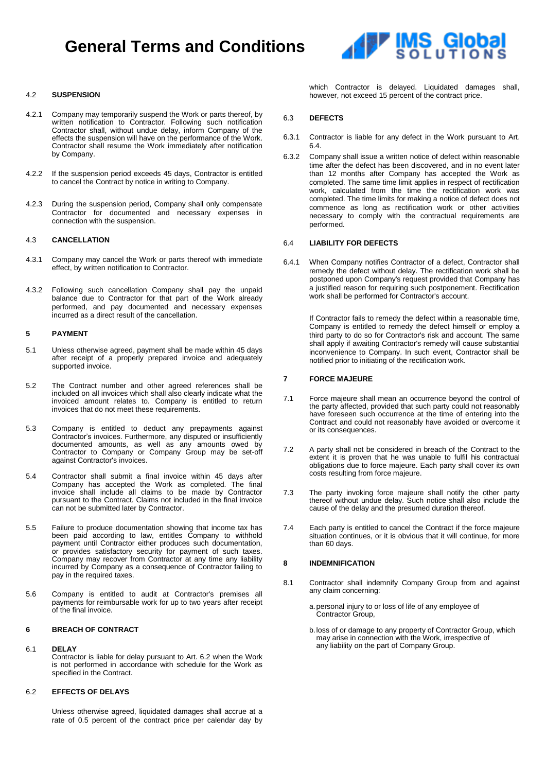#### 4.2 SUSPENSION

4.2.1 Company may temporarily suspend the Work or parts thereof, by written notification to Contractor. Following such notification Contractor shall, without undue delay, inform Company of the effects the suspension will have on the performance of the Work. Contractor shall resume the Work immediately after notification by Company.

4.2.2 If the suspension period exceeds 45 days, Contractor is entitled to cancel the Contract by notice in writing to Company.

4.2.3 During the suspension period, Company shall only compensate Contractor for documented and necessary expenses in connection with the suspension.

#### 4.3 CANCELLATION

4.3.1 Company may cancel the Work or parts thereof with immediate effect, by written notification to Contractor.

4.3.2 Following such cancellation Company shall pay the unpaid balance due to Contractor for that part of the Work already performed, and pay documented and necessary expenses incurred as a direct result of the cancellation.

## 5 PAYMENT

5.1 Unless otherwise agreed, payment shall be made within 45 days after receipt of a properly prepared invoice and adequately supported invoice.

5.2 The Contract number and other agreed references shall be included on all invoices which shall also clearly indicate what the invoiced amount relates to. Company is entitled to return invoices that do not meet these requirements.

5.3 Company is entitled to deduct any prepayments against Contractor's invoices. Furthermore, any disputed or insufficiently documented amounts, as well as any amounts owed by Contractor to Company or Company Group may be set-off against Contractor's invoices.

5.4 Contractor shall submit a final invoice within 45 days after Company has accepted the Work as completed. The final invoice shall include all claims to be made by Contractor pursuant to the Contract. Claims not included in the final invoice can not be submitted later by Contractor.

5.5 Failure to produce documentation showing that income tax has been paid according to law, entitles Company to withhold payment until Contractor either produces such documentation, or provides satisfactory security for payment of such taxes. Company may recover from Contractor at any time any liability incurred by Company as a consequence of Contractor failing to pay in the required taxes.

5.6 Company is entitled to audit at Contractor's premises all payments for reimbursable work for up to two years after receipt of the final invoice.

## 6 BREACH OF CONTRACT

#### 6.1 DELAY

Contractor is liable for delay pursuant to Art. 6.2 when the Work is not performed in accordance with schedule for the Work as specified in the Contract.

#### 6.2 EFFECTS OF DELAYS

Unless otherwise agreed, liquidated damages shall accrue at a rate of 0.5 percent of the contract price per calendar day by which Contractor is delayed. Liquidated damages shall, however, not exceed 15 percent of the contract price.

#### 6.3 DEFECTS

6.3.1 Contractor is liable for any defect in the Work pursuant to Art. 6.4.

6.3.2 Company shall issue a written notice of defect within reasonable time after the defect has been discovered, and in no event later than 12 months after Company has accepted the Work as completed. The same time limit applies in respect of rectification work, calculated from the time the rectification work was completed. The time limits for making a notice of defect does not commence as long as rectification work or other activities necessary to comply with the contractual requirements are performed.

#### 6.4 LIABILITY FOR DEFECTS

6.4.1 When Company notifies Contractor of a defect, Contractor shall remedy the defect without delay. The rectification work shall be postponed upon Company's request provided that Company has a justified reason for requiring such postponement. Rectification work shall be performed for Contractor's account.

If Contractor fails to remedy the defect within a reasonable time, Company is entitled to remedy the defect himself or employ a third party to do so for Contractor's risk and account. The same shall apply if awaiting Contractor's remedy will cause substantial inconvenience to Company. In such event, Contractor shall be notified prior to initiating of the rectification work.

## 7 FORCE MAJEURE

7.1 Force majeure shall mean an occurrence beyond the control of the party affected, provided that such party could not reasonably have foreseen such occurrence at the time of entering into the Contract and could not reasonably have avoided or overcome it or its consequences.

7.2 A party shall not be considered in breach of the Contract to the extent it is proven that he was unable to fulfil his contractual obligations due to force majeure. Each party shall cover its own costs resulting from force majeure.

7.3 The party invoking force majeure shall notify the other party thereof without undue delay. Such notice shall also include the cause of the delay and the presumed duration thereof.

7.4 Each party is entitled to cancel the Contract if the force majeure situation continues, or it is obvious that it will continue, for more than 60 days.

## 8 INDEMNIFICATION

8.1 Contractor shall indemnify Company Group from and against any claim concerning:

a. personal injury to or loss of life of any employee of Contractor Group,

b. loss of or damage to any property of Contractor Group, which may arise in connection with the Work, irrespective of any liability on the part of Company Group.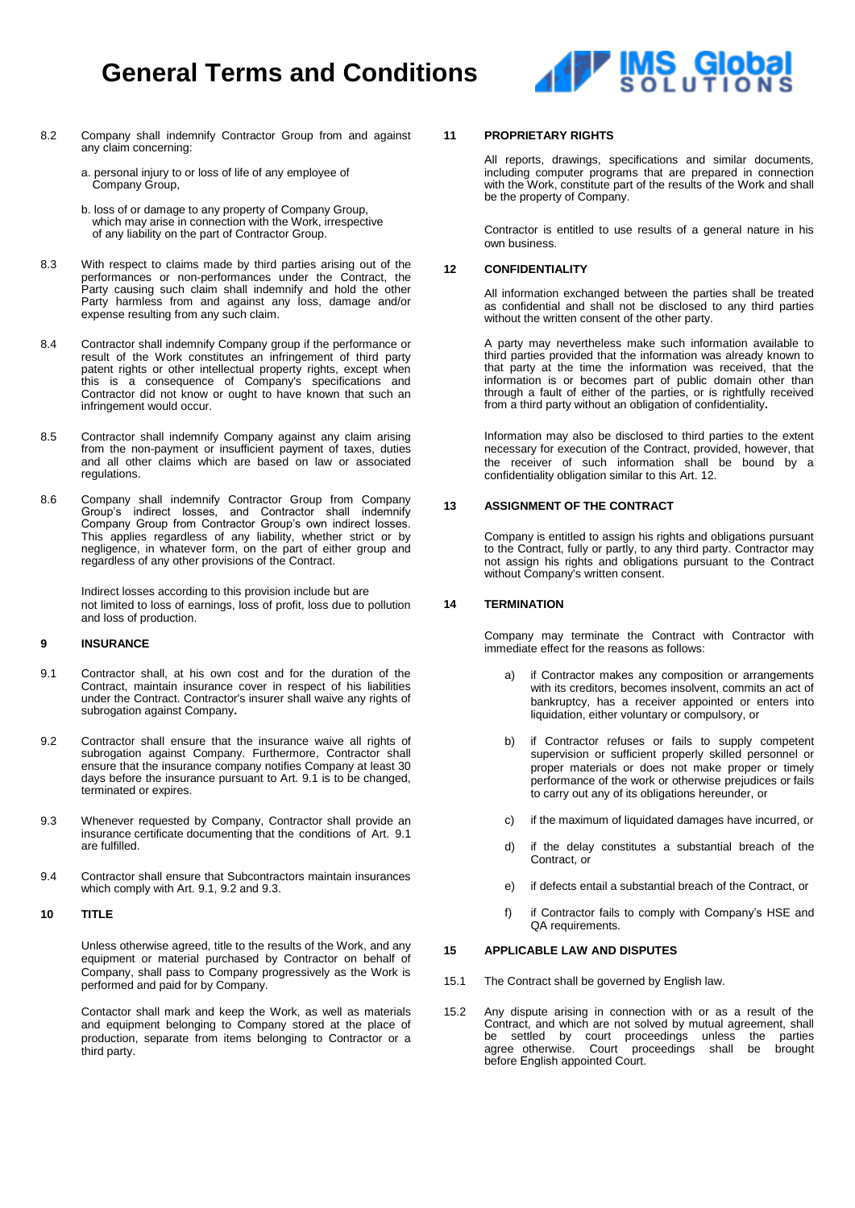8.2 Company shall indemnify Contractor Group from and against any claim concerning:

a. personal injury to or loss of life of any employee of Company Group,

b. loss of or damage to any property of Company Group, which may arise in connection with the Work, irrespective of any liability on the part of Contractor Group.

8.3 With respect to claims made by third parties arising out of the performances or non-performances under the Contract, the Party causing such claim shall indemnify and hold the other Party harmless from and against any loss, damage and/or expense resulting from any such claim.

8.4 Contractor shall indemnify Company group if the performance or result of the Work constitutes an infringement of third party patent rights or other intellectual property rights, except when this is a consequence of Company's specifications and Contractor did not know or ought to have known that such an infringement would occur.

8.5 Contractor shall indemnify Company against any claim arising from the non-payment or insufficient payment of taxes, duties and all other claims which are based on law or associated regulations.

8.6 Company shall indemnify Contractor Group from Company Group's indirect losses, and Contractor shall indemnify Company Group from Contractor Group's own indirect losses. This applies regardless of any liability, whether strict or by negligence, in whatever form, on the part of either group and regardless of any other provisions of the Contract.

Indirect losses according to this provision include but are not limited to loss of earnings, loss of profit, loss due to pollution and loss of production.

## 9 INSURANCE

9.1 Contractor shall, at his own cost and for the duration of the Contract, maintain insurance cover in respect of his liabilities under the Contract. Contractor's insurer shall waive any rights of subrogation against Company**.**

9.2 Contractor shall ensure that the insurance waive all rights of subrogation against Company. Furthermore, Contractor shall ensure that the insurance company notifies Company at least 30 days before the insurance pursuant to Art. 9.1 is to be changed, terminated or expires.

9.3 Whenever requested by Company, Contractor shall provide an insurance certificate documenting that the conditions of Art. 9.1 are fulfilled.

9.4 Contractor shall ensure that Subcontractors maintain insurances which comply with Art. 9.1, 9.2 and 9.3.

## 10 TITLE

Unless otherwise agreed, title to the results of the Work, and any equipment or material purchased by Contractor on behalf of Company, shall pass to Company progressively as the Work is performed and paid for by Company.

Contactor shall mark and keep the Work, as well as materials and equipment belonging to Company stored at the place of production, separate from items belonging to Contractor or a third party.

## 11 PROPRIETARY RIGHTS

All reports, drawings, specifications and similar documents, including computer programs that are prepared in connection with the Work, constitute part of the results of the Work and shall be the property of Company.

Contractor is entitled to use results of a general nature in his own business.

## 12 CONFIDENTIALITY

All information exchanged between the parties shall be treated as confidential and shall not be disclosed to any third parties without the written consent of the other party.

A party may nevertheless make such information available to third parties provided that the information was already known to that party at the time the information was received, that the information is or becomes part of public domain other than through a fault of either of the parties, or is rightfully received from a third party without an obligation of confidentiality**.**

Information may also be disclosed to third parties to the extent necessary for execution of the Contract, provided, however, that the receiver of such information shall be bound by a confidentiality obligation similar to this Art. 12.

## 13 ASSIGNMENT OF THE CONTRACT

Company is entitled to assign his rights and obligations pursuant to the Contract, fully or partly, to any third party. Contractor may not assign his rights and obligations pursuant to the Contract without Company's written consent.

## 14 TERMINATION

Company may terminate the Contract with Contractor with immediate effect for the reasons as follows:

a) if Contractor makes any composition or arrangements with its creditors, becomes insolvent, commits an act of bankruptcy, has a receiver appointed or enters into liquidation, either voluntary or compulsory, or

b) if Contractor refuses or fails to supply competent supervision or sufficient properly skilled personnel or proper materials or does not make proper or timely performance of the work or otherwise prejudices or fails to carry out any of its obligations hereunder, or

c) if the maximum of liquidated damages have incurred, or

d) if the delay constitutes a substantial breach of the Contract, or

e) if defects entail a substantial breach of the Contract, or

f) if Contractor fails to comply with Company's HSE and QA requirements.

## 15 APPLICABLE LAW AND DISPUTES

15.1 The Contract shall be governed by English law.

15.2 Any dispute arising in connection with or as a result of the Contract, and which are not solved by mutual agreement, shall be settled by court proceedings unless the parties agree otherwise. Court proceedings shall be brought before English appointed Court.